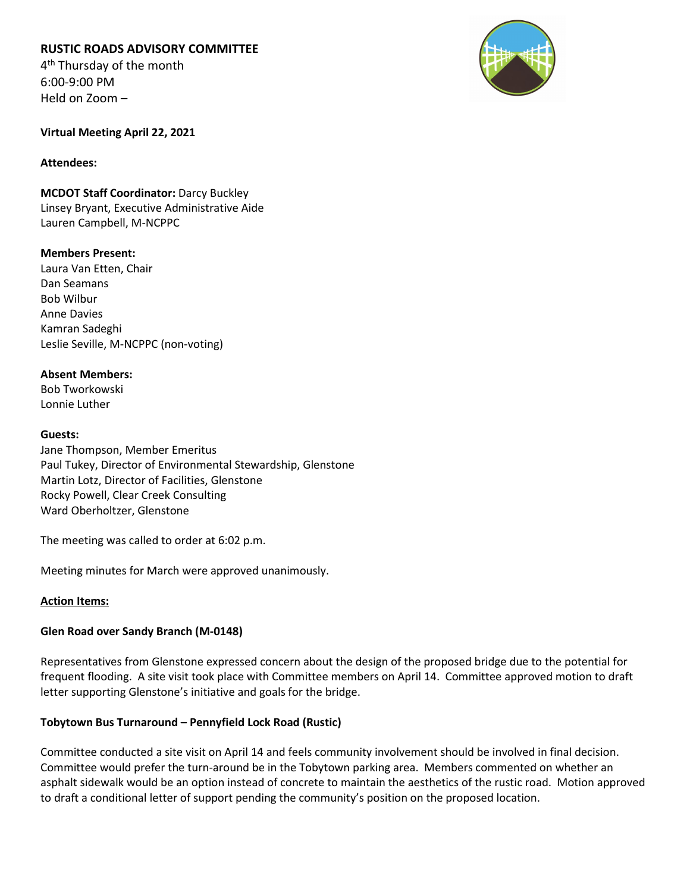**RUSTIC ROADS ADVISORY COMMITTEE**
4th Thursday of the month
6:00-9:00 PM
Held on Zoom –

**Virtual Meeting April 22, 2021**

**Attendees:**

**MCDOT Staff Coordinator:** Darcy Buckley
Linsey Bryant, Executive Administrative Aide
Lauren Campbell, M-NCPPC

**Members Present:**
Laura Van Etten, Chair
Dan Seamans
Bob Wilbur
Anne Davies
Kamran Sadeghi
Leslie Seville, M-NCPPC (non-voting)

**Absent Members:**
Bob Tworkowski
Lonnie Luther

**Guests:**
Jane Thompson, Member Emeritus
Paul Tukey, Director of Environmental Stewardship, Glenstone
Martin Lotz, Director of Facilities, Glenstone
Rocky Powell, Clear Creek Consulting
Ward Oberholtzer, Glenstone

The meeting was called to order at 6:02 p.m.

Meeting minutes for March were approved unanimously.

**Action Items:**

**Glen Road over Sandy Branch (M-0148)**

Representatives from Glenstone expressed concern about the design of the proposed bridge due to the potential for frequent flooding. A site visit took place with Committee members on April 14. Committee approved motion to draft letter supporting Glenstone's initiative and goals for the bridge.

**Tobytown Bus Turnaround – Pennyfield Lock Road (Rustic)**

Committee conducted a site visit on April 14 and feels community involvement should be involved in final decision. Committee would prefer the turn-around be in the Tobytown parking area. Members commented on whether an asphalt sidewalk would be an option instead of concrete to maintain the aesthetics of the rustic road. Motion approved to draft a conditional letter of support pending the community's position on the proposed location.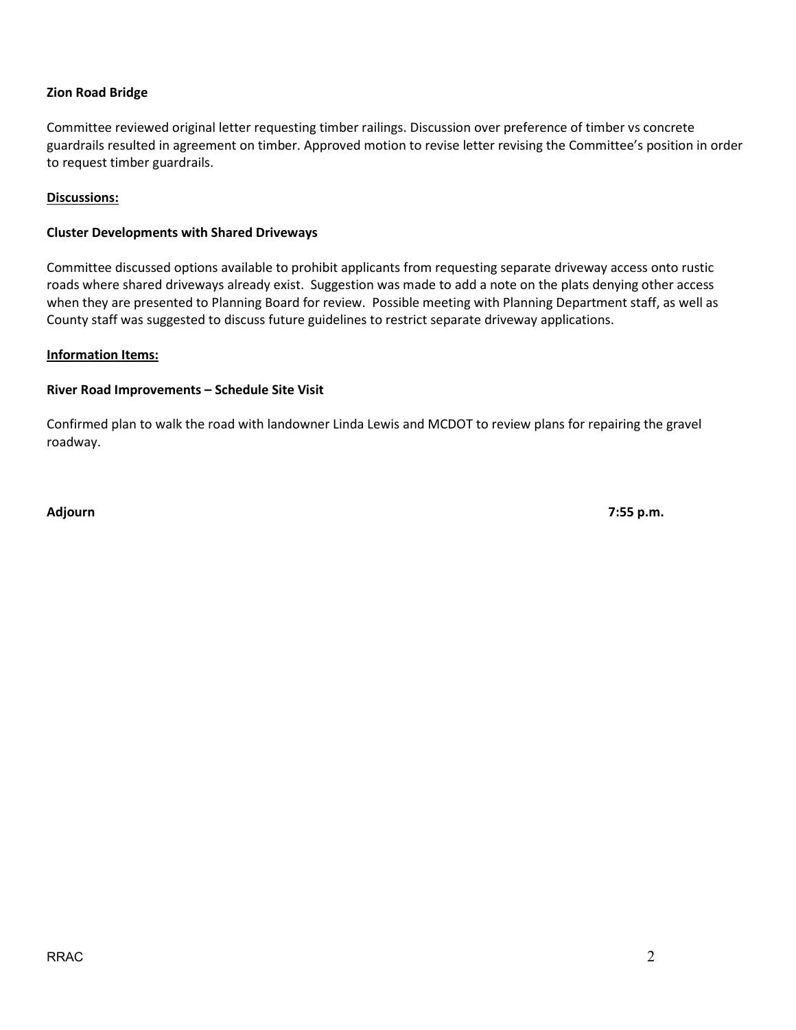**Zion Road Bridge**

Committee reviewed original letter requesting timber railings. Discussion over preference of timber vs concrete guardrails resulted in agreement on timber. Approved motion to revise letter revising the Committee's position in order to request timber guardrails.

**Discussions:**

**Cluster Developments with Shared Driveways**

Committee discussed options available to prohibit applicants from requesting separate driveway access onto rustic roads where shared driveways already exist. Suggestion was made to add a note on the plats denying other access when they are presented to Planning Board for review. Possible meeting with Planning Department staff, as well as County staff was suggested to discuss future guidelines to restrict separate driveway applications.

**Information Items:**

**River Road Improvements – Schedule Site Visit**

Confirmed plan to walk the road with landowner Linda Lewis and MCDOT to review plans for repairing the gravel roadway.

**Adjourn** **7:55 p.m.**